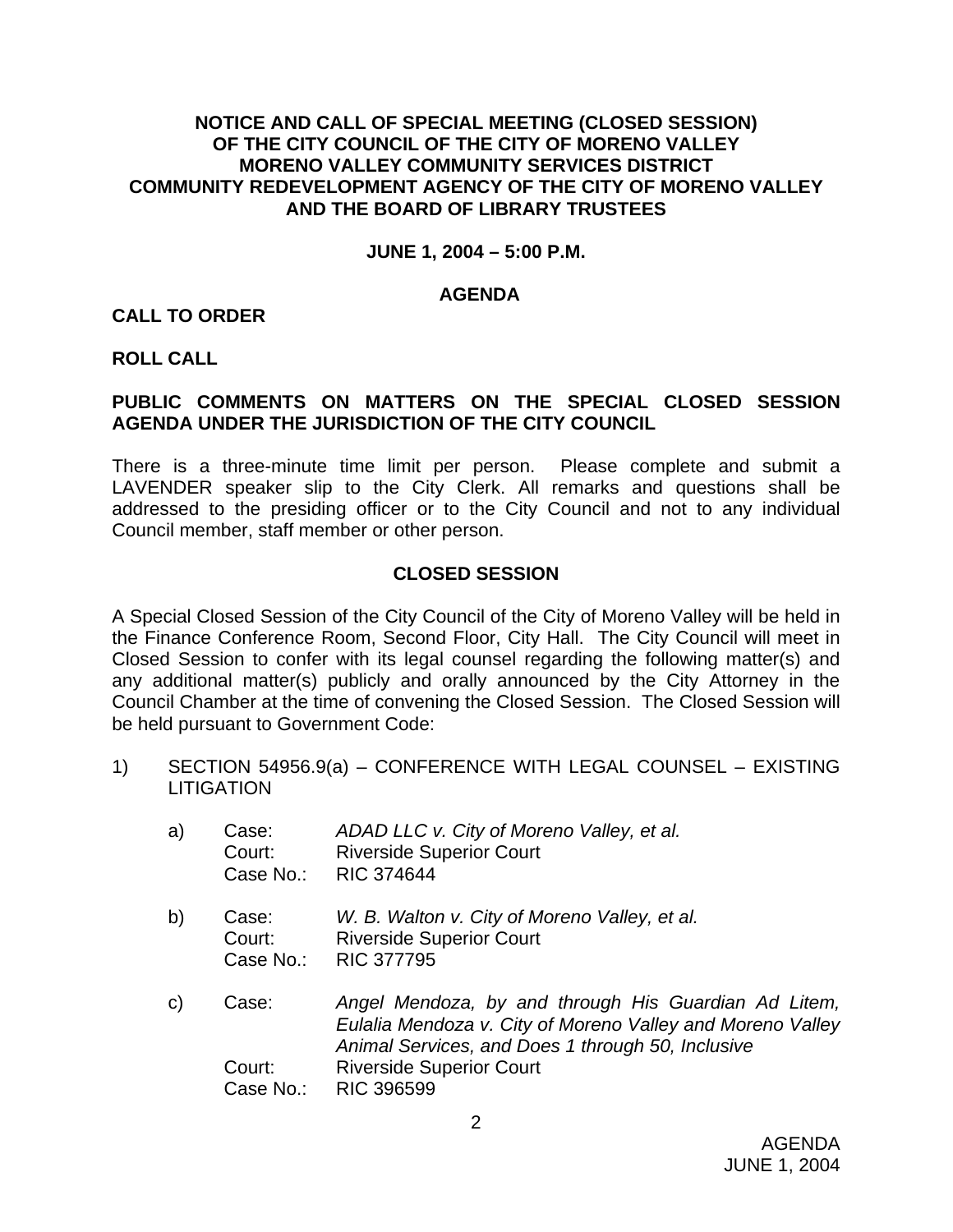**NOTICE AND CALL OF SPECIAL MEETING (CLOSED SESSION) OF THE CITY COUNCIL OF THE CITY OF MORENO VALLEY MORENO VALLEY COMMUNITY SERVICES DISTRICT COMMUNITY REDEVELOPMENT AGENCY OF THE CITY OF MORENO VALLEY AND THE BOARD OF LIBRARY TRUSTEES**

**JUNE 1, 2004 – 5:00 P.M.**

**AGENDA**

**CALL TO ORDER**

**ROLL CALL**

**PUBLIC COMMENTS ON MATTERS ON THE SPECIAL CLOSED SESSION AGENDA UNDER THE JURISDICTION OF THE CITY COUNCIL**

There is a three-minute time limit per person. Please complete and submit a LAVENDER speaker slip to the City Clerk. All remarks and questions shall be addressed to the presiding officer or to the City Council and not to any individual Council member, staff member or other person.

**CLOSED SESSION**

A Special Closed Session of the City Council of the City of Moreno Valley will be held in the Finance Conference Room, Second Floor, City Hall. The City Council will meet in Closed Session to confer with its legal counsel regarding the following matter(s) and any additional matter(s) publicly and orally announced by the City Attorney in the Council Chamber at the time of convening the Closed Session. The Closed Session will be held pursuant to Government Code:

1) SECTION 54956.9(a) – CONFERENCE WITH LEGAL COUNSEL – EXISTING LITIGATION

   a) Case: *ADAD LLC v. City of Moreno Valley, et al.*
      Court: Riverside Superior Court
      Case No.: RIC 374644

   b) Case: *W. B. Walton v. City of Moreno Valley, et al.*
      Court: Riverside Superior Court
      Case No.: RIC 377795

   c) Case: *Angel Mendoza, by and through His Guardian Ad Litem, Eulalia Mendoza v. City of Moreno Valley and Moreno Valley Animal Services, and Does 1 through 50, Inclusive*
      Court: Riverside Superior Court
      Case No.: RIC 396599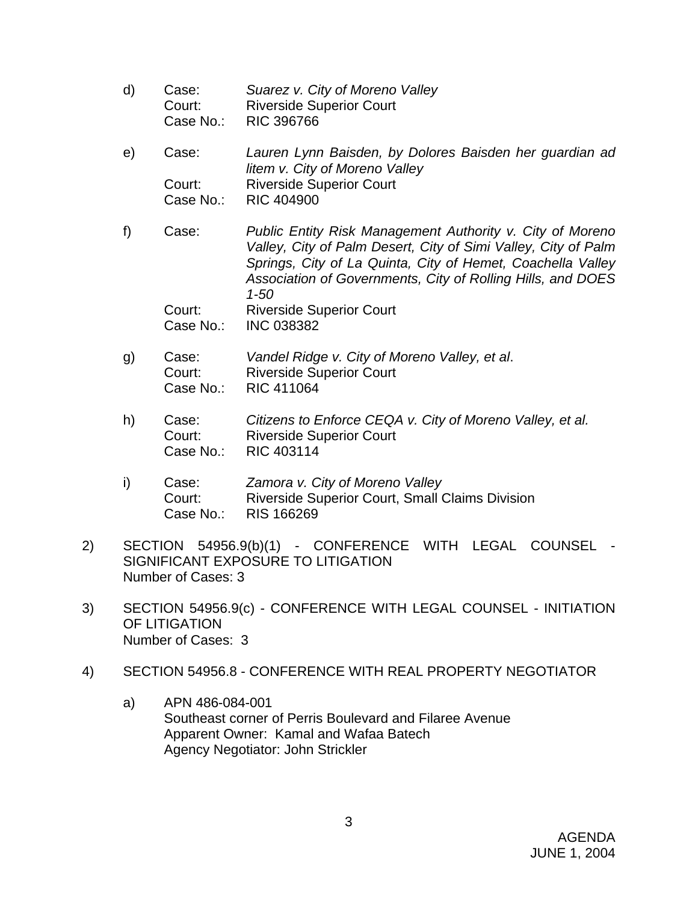d) Case: *Suarez v. City of Moreno Valley*
   Court: Riverside Superior Court
   Case No.: RIC 396766

e) Case: *Lauren Lynn Baisden, by Dolores Baisden her guardian ad litem v. City of Moreno Valley*
   Court: Riverside Superior Court
   Case No.: RIC 404900

f) Case: *Public Entity Risk Management Authority v. City of Moreno Valley, City of Palm Desert, City of Simi Valley, City of Palm Springs, City of La Quinta, City of Hemet, Coachella Valley Association of Governments, City of Rolling Hills, and DOES 1-50*
   Court: Riverside Superior Court
   Case No.: INC 038382

g) Case: *Vandel Ridge v. City of Moreno Valley, et al*.
   Court: Riverside Superior Court
   Case No.: RIC 411064

h) Case: *Citizens to Enforce CEQA v. City of Moreno Valley, et al.*
   Court: Riverside Superior Court
   Case No.: RIC 403114

i) Case: *Zamora v. City of Moreno Valley*
   Court: Riverside Superior Court, Small Claims Division
   Case No.: RIS 166269

2) SECTION 54956.9(b)(1) - CONFERENCE WITH LEGAL COUNSEL - SIGNIFICANT EXPOSURE TO LITIGATION
   Number of Cases: 3

3) SECTION 54956.9(c) - CONFERENCE WITH LEGAL COUNSEL - INITIATION OF LITIGATION
   Number of Cases: 3

4) SECTION 54956.8 - CONFERENCE WITH REAL PROPERTY NEGOTIATOR

   a) APN 486-084-001
      Southeast corner of Perris Boulevard and Filaree Avenue
      Apparent Owner: Kamal and Wafaa Batech
      Agency Negotiator: John Strickler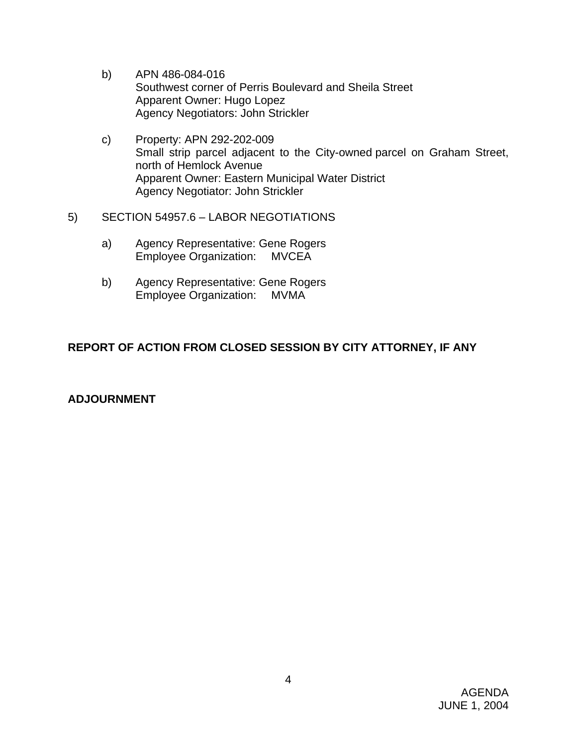b) APN 486-084-016
   Southwest corner of Perris Boulevard and Sheila Street
   Apparent Owner: Hugo Lopez
   Agency Negotiators: John Strickler

c) Property: APN 292-202-009
   Small strip parcel adjacent to the City-owned parcel on Graham Street, north of Hemlock Avenue
   Apparent Owner: Eastern Municipal Water District
   Agency Negotiator: John Strickler

5) SECTION 54957.6 – LABOR NEGOTIATIONS

   a) Agency Representative: Gene Rogers
      Employee Organization: MVCEA

   b) Agency Representative: Gene Rogers
      Employee Organization: MVMA

**REPORT OF ACTION FROM CLOSED SESSION BY CITY ATTORNEY, IF ANY**

**ADJOURNMENT**